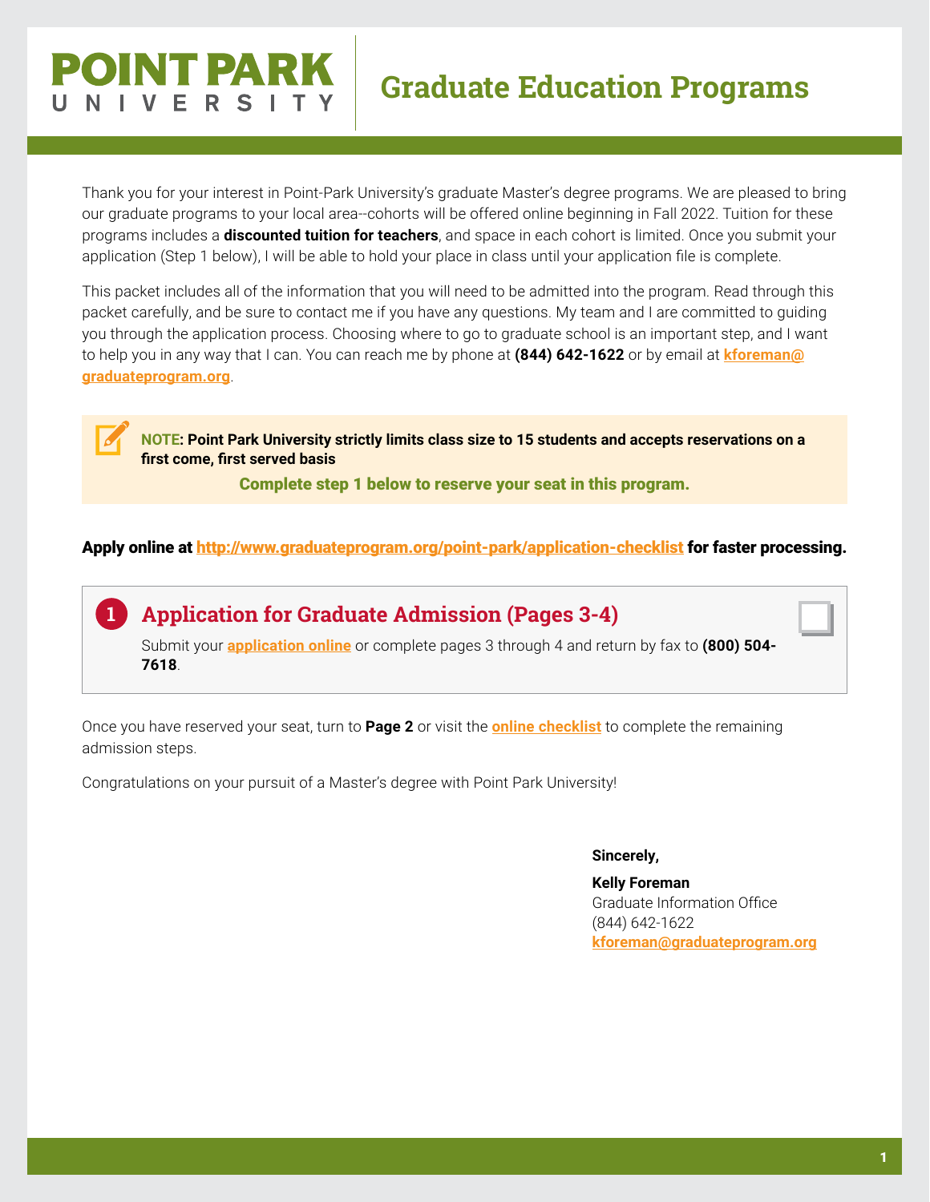# POINT PARK UNIVERSITY

## Graduate Education Programs

Thank you for your interest in Point-Park University's graduate Master's degree programs. We are pleased to bring our graduate programs to your local area--cohorts will be offered online beginning in Fall 2022. Tuition for these programs includes a **discounted tuition for teachers**, and space in each cohort is limited. Once you submit your application (Step 1 below), I will be able to hold your place in class until your application file is complete.

This packet includes all of the information that you will need to be admitted into the program. Read through this packet carefully, and be sure to contact me if you have any questions. My team and I are committed to guiding you through the application process. Choosing where to go to graduate school is an important step, and I want to help you in any way that I can. You can reach me by phone at **(844) 642-1622** or by email at **kforeman@graduateprogram.org**.

> **NOTE: Point Park University strictly limits class size to 15 students and accepts reservations on a first come, first served basis**
>
> **Complete step 1 below to reserve your seat in this program.**

**Apply online at http://www.graduateprogram.org/point-park/application-checklist for faster processing.**

### 1 Application for Graduate Admission (Pages 3-4)

Submit your **application online** or complete pages 3 through 4 and return by fax to **(800) 504-7618**.

- [ ]

Once you have reserved your seat, turn to **Page 2** or visit the **online checklist** to complete the remaining admission steps.

Congratulations on your pursuit of a Master's degree with Point Park University!

**Sincerely,**

**Kelly Foreman**
Graduate Information Office
(844) 642-1622
**kforeman@graduateprogram.org**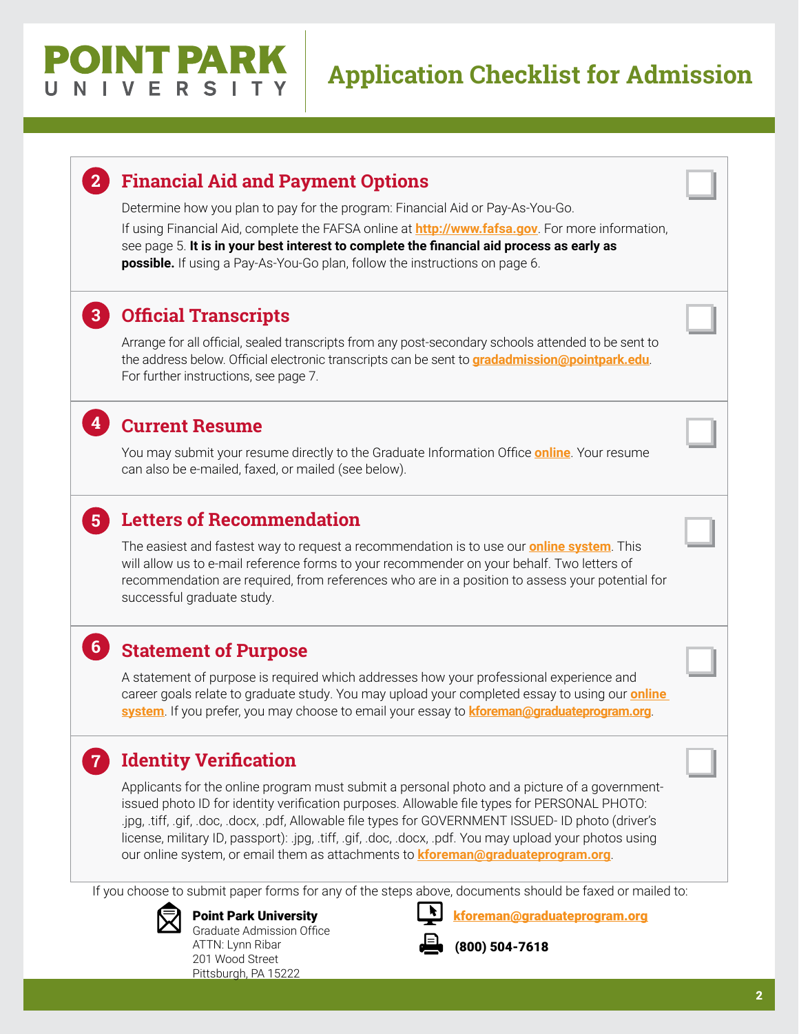# POINT PARK UNIVERSITY

# Application Checklist for Admission

## 2 Financial Aid and Payment Options

Determine how you plan to pay for the program: Financial Aid or Pay-As-You-Go.

If using Financial Aid, complete the FAFSA online at http://www.fafsa.gov. For more information, see page 5. **It is in your best interest to complete the financial aid process as early as possible.** If using a Pay-As-You-Go plan, follow the instructions on page 6.

## 3 Official Transcripts

Arrange for all official, sealed transcripts from any post-secondary schools attended to be sent to the address below. Official electronic transcripts can be sent to gradadmission@pointpark.edu. For further instructions, see page 7.

## 4 Current Resume

You may submit your resume directly to the Graduate Information Office online. Your resume can also be e-mailed, faxed, or mailed (see below).

## 5 Letters of Recommendation

The easiest and fastest way to request a recommendation is to use our online system. This will allow us to e-mail reference forms to your recommender on your behalf. Two letters of recommendation are required, from references who are in a position to assess your potential for successful graduate study.

## 6 Statement of Purpose

A statement of purpose is required which addresses how your professional experience and career goals relate to graduate study. You may upload your completed essay to using our online system. If you prefer, you may choose to email your essay to kforeman@graduateprogram.org.

## 7 Identity Verification

Applicants for the online program must submit a personal photo and a picture of a government-issued photo ID for identity verification purposes. Allowable file types for PERSONAL PHOTO: .jpg, .tiff, .gif, .doc, .docx, .pdf, Allowable file types for GOVERNMENT ISSUED- ID photo (driver's license, military ID, passport): .jpg, .tiff, .gif, .doc, .docx, .pdf. You may upload your photos using our online system, or email them as attachments to kforeman@graduateprogram.org.

If you choose to submit paper forms for any of the steps above, documents should be faxed or mailed to:

**Point Park University**
Graduate Admission Office
ATTN: Lynn Ribar
201 Wood Street
Pittsburgh, PA 15222

kforeman@graduateprogram.org

**(800) 504-7618**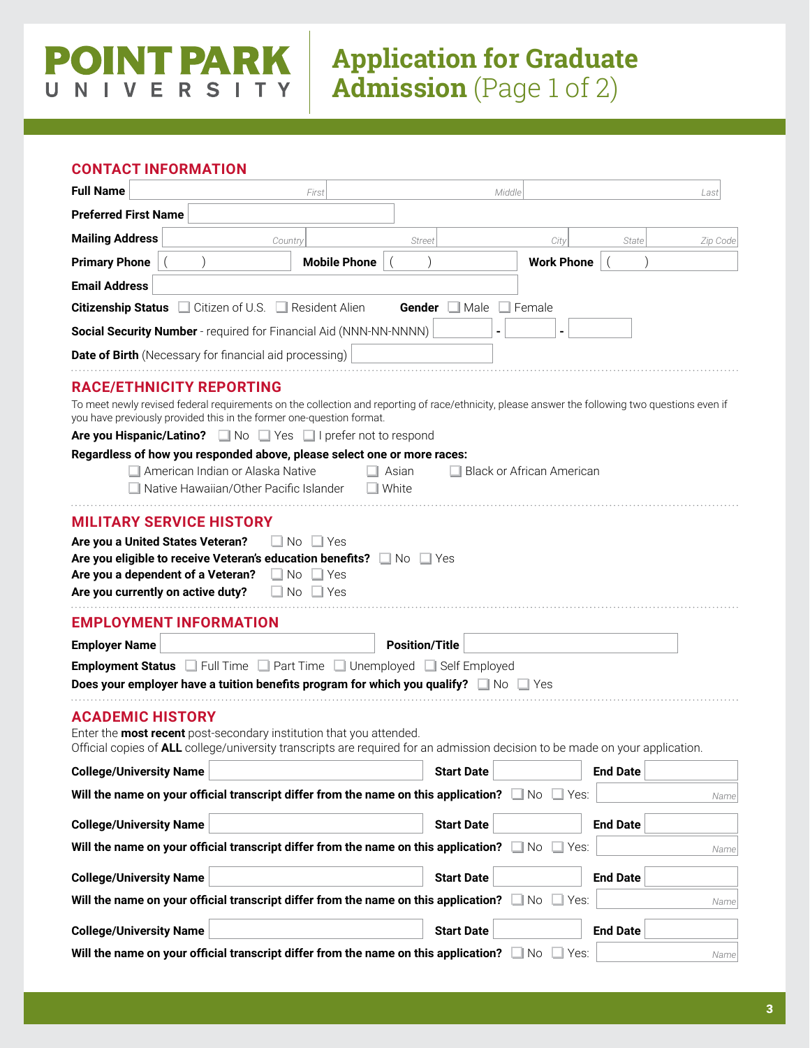# POINT PARK UNIVERSITY

# Application for Graduate Admission (Page 1 of 2)

## CONTACT INFORMATION

**Full Name** _First_ _Middle_ _Last_

**Preferred First Name**

**Mailing Address** _Country_ _Street_ _City_ _State_ _Zip Code_

**Primary Phone** ( ) **Mobile Phone** ( ) **Work Phone** ( )

**Email Address**

**Citizenship Status** ☐ Citizen of U.S. ☐ Resident Alien **Gender** ☐ Male ☐ Female

**Social Security Number** - required for Financial Aid (NNN-NN-NNNN) - -

**Date of Birth** (Necessary for financial aid processing)

## RACE/ETHNICITY REPORTING

To meet newly revised federal requirements on the collection and reporting of race/ethnicity, please answer the following two questions even if you have previously provided this in the former one-question format.

**Are you Hispanic/Latino?** ☐ No ☐ Yes ☐ I prefer not to respond

**Regardless of how you responded above, please select one or more races:**

☐ American Indian or Alaska Native ☐ Asian ☐ Black or African American
☐ Native Hawaiian/Other Pacific Islander ☐ White

## MILITARY SERVICE HISTORY

**Are you a United States Veteran?** ☐ No ☐ Yes

**Are you eligible to receive Veteran's education benefits?** ☐ No ☐ Yes

**Are you a dependent of a Veteran?** ☐ No ☐ Yes

**Are you currently on active duty?** ☐ No ☐ Yes

## EMPLOYMENT INFORMATION

**Employer Name** **Position/Title**

**Employment Status** ☐ Full Time ☐ Part Time ☐ Unemployed ☐ Self Employed

**Does your employer have a tuition benefits program for which you qualify?** ☐ No ☐ Yes

## ACADEMIC HISTORY

Enter the **most recent** post-secondary institution that you attended.
Official copies of **ALL** college/university transcripts are required for an admission decision to be made on your application.

**College/University Name** **Start Date** **End Date**

**Will the name on your official transcript differ from the name on this application?** ☐ No ☐ Yes: _Name_

**College/University Name** **Start Date** **End Date**

**Will the name on your official transcript differ from the name on this application?** ☐ No ☐ Yes: _Name_

**College/University Name** **Start Date** **End Date**

**Will the name on your official transcript differ from the name on this application?** ☐ No ☐ Yes: _Name_

**College/University Name** **Start Date** **End Date**

**Will the name on your official transcript differ from the name on this application?** ☐ No ☐ Yes: _Name_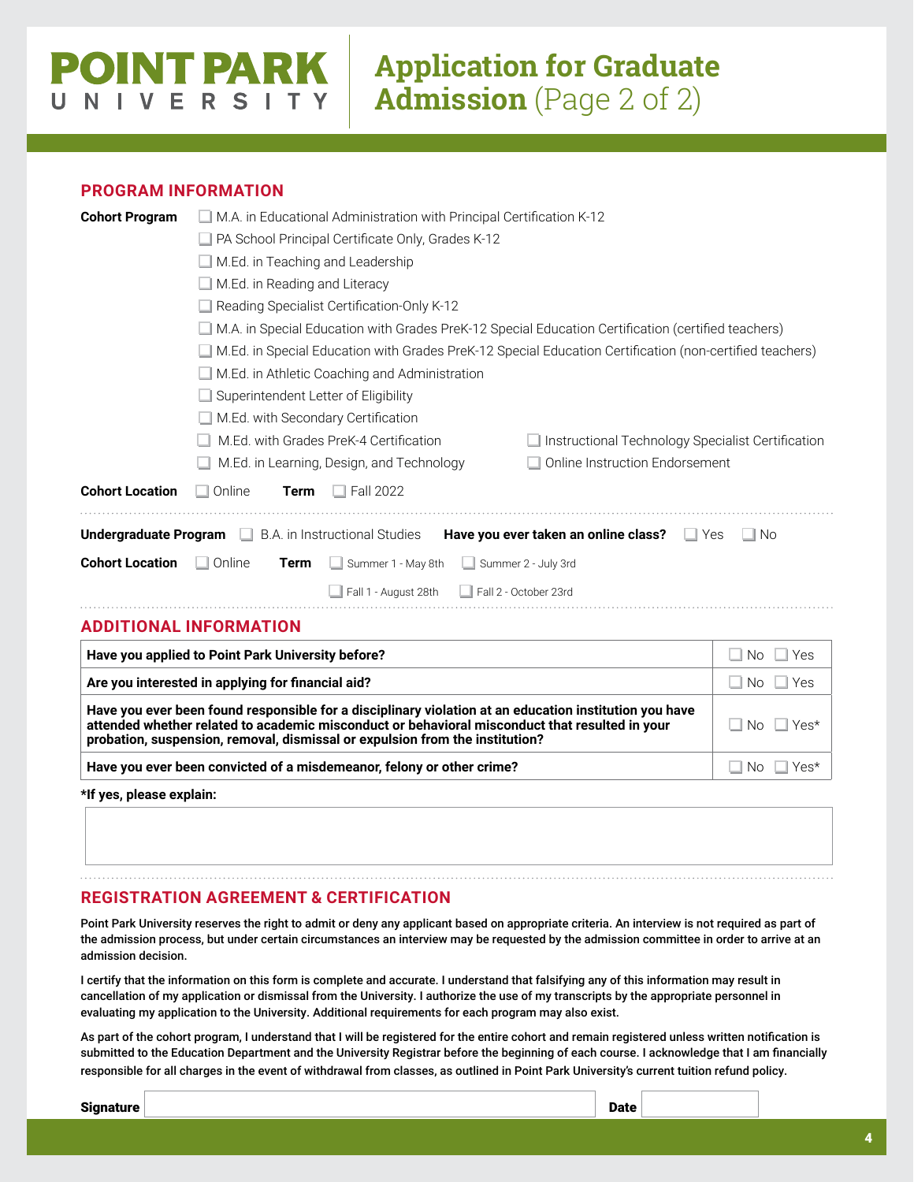# POINT PARK UNIVERSITY

# Application for Graduate Admission (Page 2 of 2)

## PROGRAM INFORMATION

**Cohort Program**

- ☐ M.A. in Educational Administration with Principal Certification K-12
- ☐ PA School Principal Certificate Only, Grades K-12
- ☐ M.Ed. in Teaching and Leadership
- ☐ M.Ed. in Reading and Literacy
- ☐ Reading Specialist Certification-Only K-12
- ☐ M.A. in Special Education with Grades PreK-12 Special Education Certification (certified teachers)
- ☐ M.Ed. in Special Education with Grades PreK-12 Special Education Certification (non-certified teachers)
- ☐ M.Ed. in Athletic Coaching and Administration
- ☐ Superintendent Letter of Eligibility
- ☐ M.Ed. with Secondary Certification
- ☐ M.Ed. with Grades PreK-4 Certification
- ☐ M.Ed. in Learning, Design, and Technology
- ☐ Instructional Technology Specialist Certification
- ☐ Online Instruction Endorsement

**Cohort Location** ☐ Online **Term** ☐ Fall 2022

**Undergraduate Program** ☐ B.A. in Instructional Studies **Have you ever taken an online class?** ☐ Yes ☐ No

**Cohort Location** ☐ Online **Term** ☐ Summer 1 - May 8th ☐ Summer 2 - July 3rd ☐ Fall 1 - August 28th ☐ Fall 2 - October 23rd

## ADDITIONAL INFORMATION

| Question | Answer |
|---|---|
| **Have you applied to Point Park University before?** | ☐ No ☐ Yes |
| **Are you interested in applying for financial aid?** | ☐ No ☐ Yes |
| **Have you ever been found responsible for a disciplinary violation at an education institution you have attended whether related to academic misconduct or behavioral misconduct that resulted in your probation, suspension, removal, dismissal or expulsion from the institution?** | ☐ No ☐ Yes* |
| **Have you ever been convicted of a misdemeanor, felony or other crime?** | ☐ No ☐ Yes* |

**\*If yes, please explain:**

## REGISTRATION AGREEMENT & CERTIFICATION

Point Park University reserves the right to admit or deny any applicant based on appropriate criteria. An interview is not required as part of the admission process, but under certain circumstances an interview may be requested by the admission committee in order to arrive at an admission decision.

I certify that the information on this form is complete and accurate. I understand that falsifying any of this information may result in cancellation of my application or dismissal from the University. I authorize the use of my transcripts by the appropriate personnel in evaluating my application to the University. Additional requirements for each program may also exist.

As part of the cohort program, I understand that I will be registered for the entire cohort and remain registered unless written notification is submitted to the Education Department and the University Registrar before the beginning of each course. I acknowledge that I am financially responsible for all charges in the event of withdrawal from classes, as outlined in Point Park University's current tuition refund policy.

**Signature** \_\_\_\_\_\_\_\_\_\_\_\_\_\_\_\_\_\_\_\_ **Date** \_\_\_\_\_\_\_\_\_\_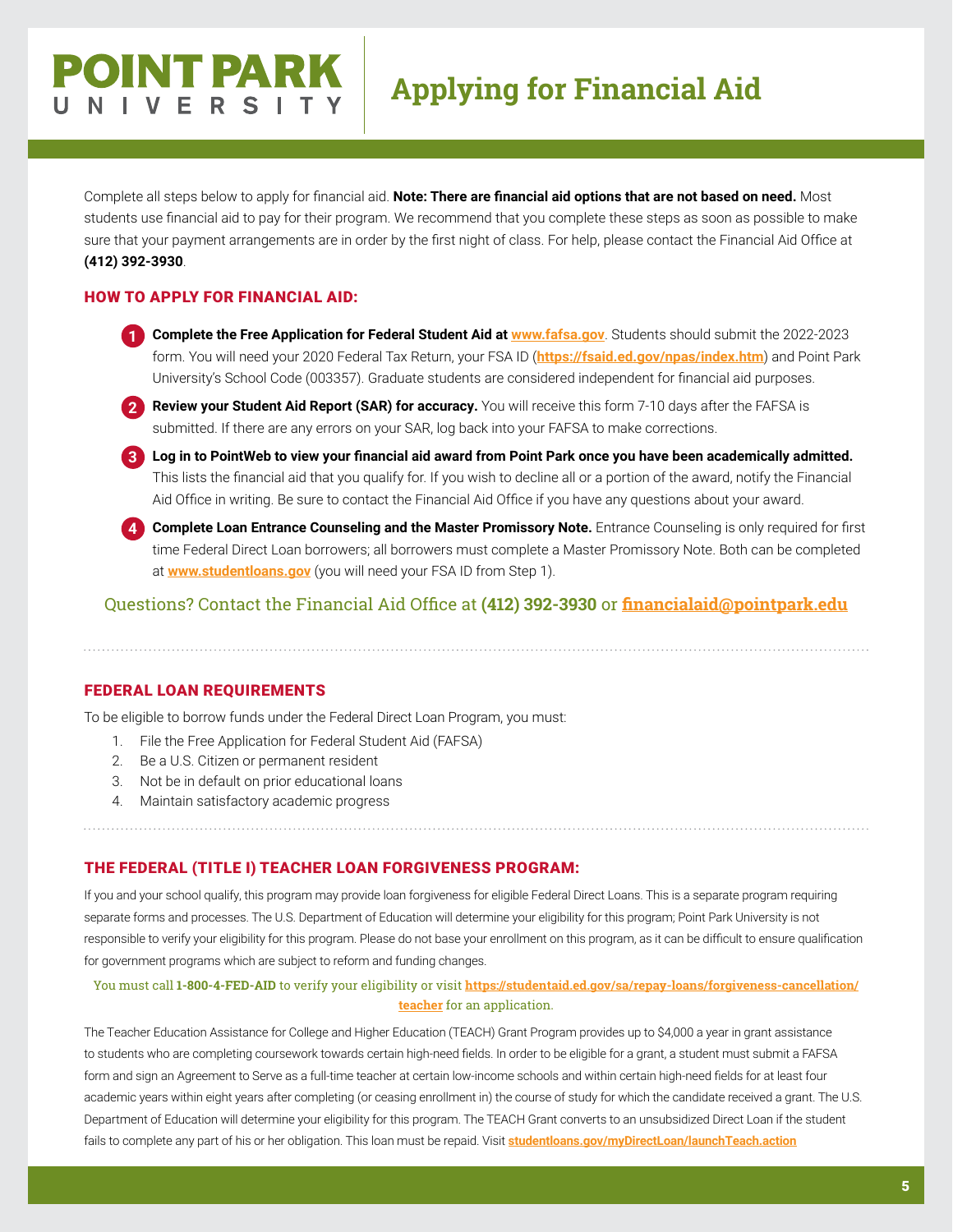# Applying for Financial Aid

Complete all steps below to apply for financial aid. **Note: There are financial aid options that are not based on need.** Most students use financial aid to pay for their program. We recommend that you complete these steps as soon as possible to make sure that your payment arrangements are in order by the first night of class. For help, please contact the Financial Aid Office at **(412) 392-3930**.

## HOW TO APPLY FOR FINANCIAL AID:

1. **Complete the Free Application for Federal Student Aid at www.fafsa.gov**. Students should submit the 2022-2023 form. You will need your 2020 Federal Tax Return, your FSA ID (**https://fsaid.ed.gov/npas/index.htm**) and Point Park University's School Code (003357). Graduate students are considered independent for financial aid purposes.
2. **Review your Student Aid Report (SAR) for accuracy.** You will receive this form 7-10 days after the FAFSA is submitted. If there are any errors on your SAR, log back into your FAFSA to make corrections.
3. **Log in to PointWeb to view your financial aid award from Point Park once you have been academically admitted.** This lists the financial aid that you qualify for. If you wish to decline all or a portion of the award, notify the Financial Aid Office in writing. Be sure to contact the Financial Aid Office if you have any questions about your award.
4. **Complete Loan Entrance Counseling and the Master Promissory Note.** Entrance Counseling is only required for first time Federal Direct Loan borrowers; all borrowers must complete a Master Promissory Note. Both can be completed at **www.studentloans.gov** (you will need your FSA ID from Step 1).

Questions? Contact the Financial Aid Office at **(412) 392-3930** or **financialaid@pointpark.edu**

## FEDERAL LOAN REQUIREMENTS

To be eligible to borrow funds under the Federal Direct Loan Program, you must:

1. File the Free Application for Federal Student Aid (FAFSA)
2. Be a U.S. Citizen or permanent resident
3. Not be in default on prior educational loans
4. Maintain satisfactory academic progress

## THE FEDERAL (TITLE I) TEACHER LOAN FORGIVENESS PROGRAM:

If you and your school qualify, this program may provide loan forgiveness for eligible Federal Direct Loans. This is a separate program requiring separate forms and processes. The U.S. Department of Education will determine your eligibility for this program; Point Park University is not responsible to verify your eligibility for this program. Please do not base your enrollment on this program, as it can be difficult to ensure qualification for government programs which are subject to reform and funding changes.

You must call **1-800-4-FED-AID** to verify your eligibility or visit **https://studentaid.ed.gov/sa/repay-loans/forgiveness-cancellation/teacher** for an application.

The Teacher Education Assistance for College and Higher Education (TEACH) Grant Program provides up to $4,000 a year in grant assistance to students who are completing coursework towards certain high-need fields. In order to be eligible for a grant, a student must submit a FAFSA form and sign an Agreement to Serve as a full-time teacher at certain low-income schools and within certain high-need fields for at least four academic years within eight years after completing (or ceasing enrollment in) the course of study for which the candidate received a grant. The U.S. Department of Education will determine your eligibility for this program. The TEACH Grant converts to an unsubsidized Direct Loan if the student fails to complete any part of his or her obligation. This loan must be repaid. Visit **studentloans.gov/myDirectLoan/launchTeach.action**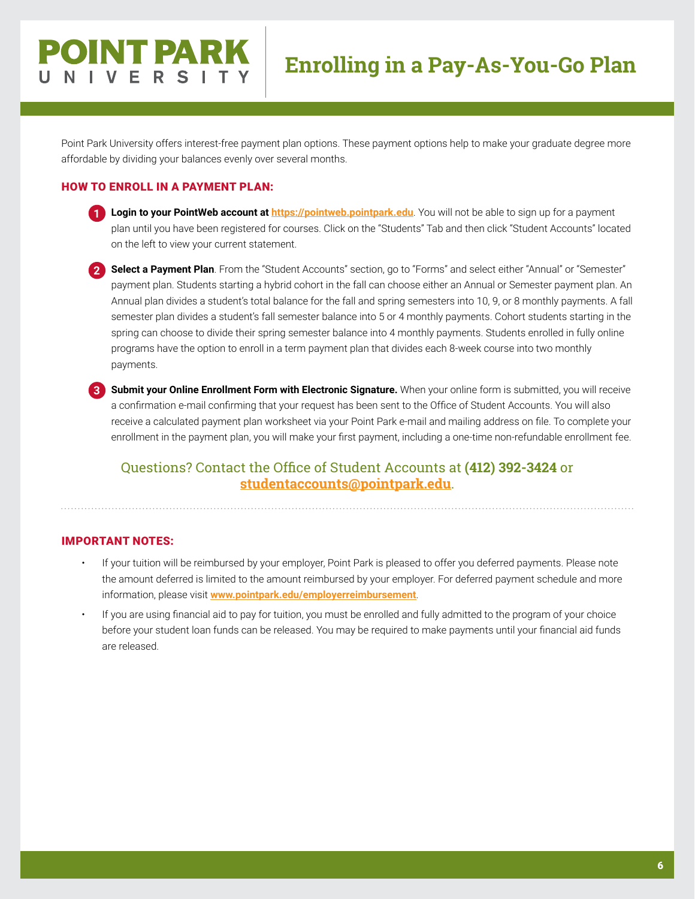# Point Park University

## Enrolling in a Pay-As-You-Go Plan

Point Park University offers interest-free payment plan options. These payment options help to make your graduate degree more affordable by dividing your balances evenly over several months.

### HOW TO ENROLL IN A PAYMENT PLAN:

1. **Login to your PointWeb account at https://pointweb.pointpark.edu**. You will not be able to sign up for a payment plan until you have been registered for courses. Click on the "Students" Tab and then click "Student Accounts" located on the left to view your current statement.

2. **Select a Payment Plan**. From the "Student Accounts" section, go to "Forms" and select either "Annual" or "Semester" payment plan. Students starting a hybrid cohort in the fall can choose either an Annual or Semester payment plan. An Annual plan divides a student's total balance for the fall and spring semesters into 10, 9, or 8 monthly payments. A fall semester plan divides a student's fall semester balance into 5 or 4 monthly payments. Cohort students starting in the spring can choose to divide their spring semester balance into 4 monthly payments. Students enrolled in fully online programs have the option to enroll in a term payment plan that divides each 8-week course into two monthly payments.

3. **Submit your Online Enrollment Form with Electronic Signature.** When your online form is submitted, you will receive a confirmation e-mail confirming that your request has been sent to the Office of Student Accounts. You will also receive a calculated payment plan worksheet via your Point Park e-mail and mailing address on file. To complete your enrollment in the payment plan, you will make your first payment, including a one-time non-refundable enrollment fee.

Questions? Contact the Office of Student Accounts at **(412) 392-3424** or **studentaccounts@pointpark.edu**.

### IMPORTANT NOTES:

- If your tuition will be reimbursed by your employer, Point Park is pleased to offer you deferred payments. Please note the amount deferred is limited to the amount reimbursed by your employer. For deferred payment schedule and more information, please visit **www.pointpark.edu/employerreimbursement**.
- If you are using financial aid to pay for tuition, you must be enrolled and fully admitted to the program of your choice before your student loan funds can be released. You may be required to make payments until your financial aid funds are released.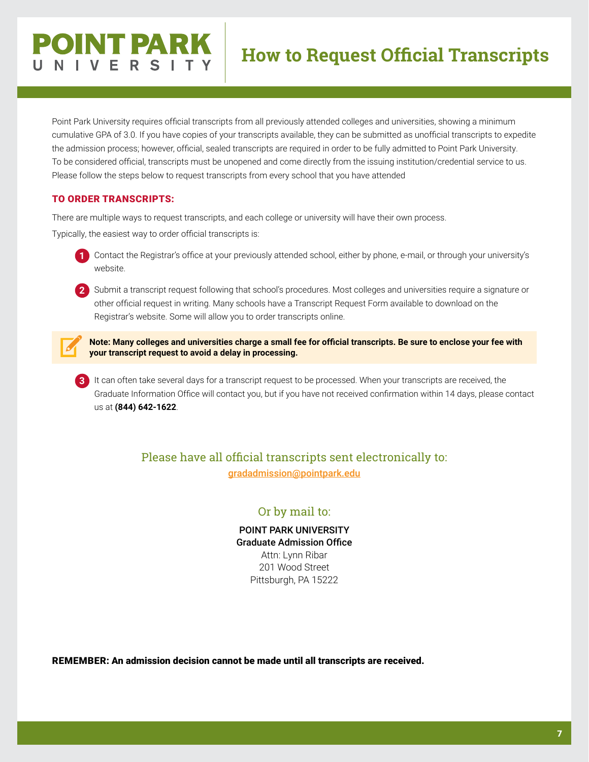# How to Request Official Transcripts

Point Park University requires official transcripts from all previously attended colleges and universities, showing a minimum cumulative GPA of 3.0. If you have copies of your transcripts available, they can be submitted as unofficial transcripts to expedite the admission process; however, official, sealed transcripts are required in order to be fully admitted to Point Park University. To be considered official, transcripts must be unopened and come directly from the issuing institution/credential service to us. Please follow the steps below to request transcripts from every school that you have attended

## TO ORDER TRANSCRIPTS:

There are multiple ways to request transcripts, and each college or university will have their own process.

Typically, the easiest way to order official transcripts is:

1. Contact the Registrar's office at your previously attended school, either by phone, e-mail, or through your university's website.
2. Submit a transcript request following that school's procedures. Most colleges and universities require a signature or other official request in writing. Many schools have a Transcript Request Form available to download on the Registrar's website. Some will allow you to order transcripts online.

> **Note: Many colleges and universities charge a small fee for official transcripts. Be sure to enclose your fee with your transcript request to avoid a delay in processing.**

3. It can often take several days for a transcript request to be processed. When your transcripts are received, the Graduate Information Office will contact you, but if you have not received confirmation within 14 days, please contact us at **(844) 642-1622**.

### Please have all official transcripts sent electronically to:

gradadmission@pointpark.edu

### Or by mail to:

POINT PARK UNIVERSITY
**Graduate Admission Office**
Attn: Lynn Ribar
201 Wood Street
Pittsburgh, PA 15222

**REMEMBER: An admission decision cannot be made until all transcripts are received.**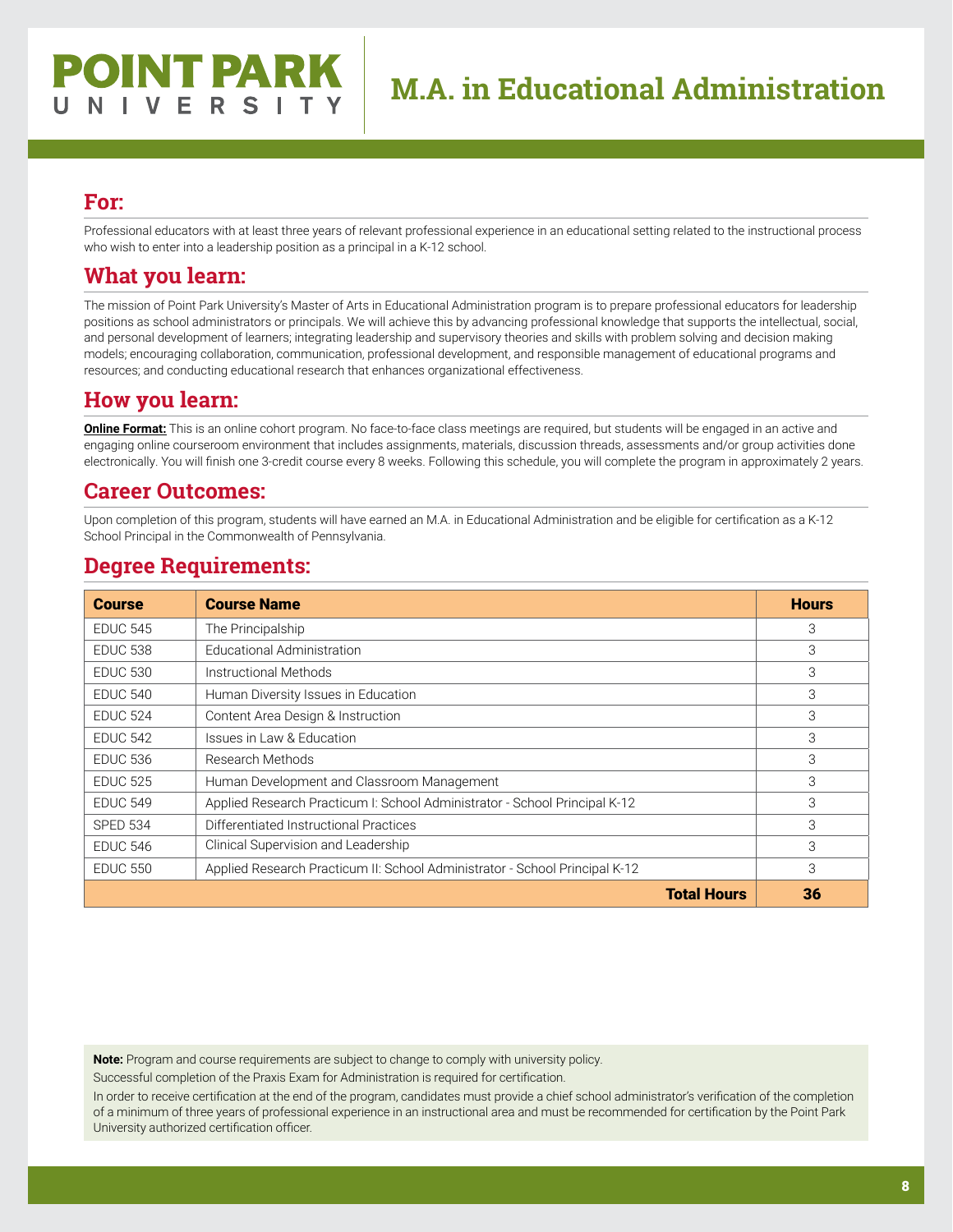# POINT PARK UNIVERSITY

# M.A. in Educational Administration

## For:

Professional educators with at least three years of relevant professional experience in an educational setting related to the instructional process who wish to enter into a leadership position as a principal in a K-12 school.

## What you learn:

The mission of Point Park University's Master of Arts in Educational Administration program is to prepare professional educators for leadership positions as school administrators or principals. We will achieve this by advancing professional knowledge that supports the intellectual, social, and personal development of learners; integrating leadership and supervisory theories and skills with problem solving and decision making models; encouraging collaboration, communication, professional development, and responsible management of educational programs and resources; and conducting educational research that enhances organizational effectiveness.

## How you learn:

**Online Format:** This is an online cohort program. No face-to-face class meetings are required, but students will be engaged in an active and engaging online courseroom environment that includes assignments, materials, discussion threads, assessments and/or group activities done electronically. You will finish one 3-credit course every 8 weeks. Following this schedule, you will complete the program in approximately 2 years.

## Career Outcomes:

Upon completion of this program, students will have earned an M.A. in Educational Administration and be eligible for certification as a K-12 School Principal in the Commonwealth of Pennsylvania.

## Degree Requirements:

| Course | Course Name | Hours |
|---|---|---|
| EDUC 545 | The Principalship | 3 |
| EDUC 538 | Educational Administration | 3 |
| EDUC 530 | Instructional Methods | 3 |
| EDUC 540 | Human Diversity Issues in Education | 3 |
| EDUC 524 | Content Area Design & Instruction | 3 |
| EDUC 542 | Issues in Law & Education | 3 |
| EDUC 536 | Research Methods | 3 |
| EDUC 525 | Human Development and Classroom Management | 3 |
| EDUC 549 | Applied Research Practicum I: School Administrator - School Principal K-12 | 3 |
| SPED 534 | Differentiated Instructional Practices | 3 |
| EDUC 546 | Clinical Supervision and Leadership | 3 |
| EDUC 550 | Applied Research Practicum II: School Administrator - School Principal K-12 | 3 |
| | **Total Hours** | **36** |

**Note:** Program and course requirements are subject to change to comply with university policy.

Successful completion of the Praxis Exam for Administration is required for certification.

In order to receive certification at the end of the program, candidates must provide a chief school administrator's verification of the completion of a minimum of three years of professional experience in an instructional area and must be recommended for certification by the Point Park University authorized certification officer.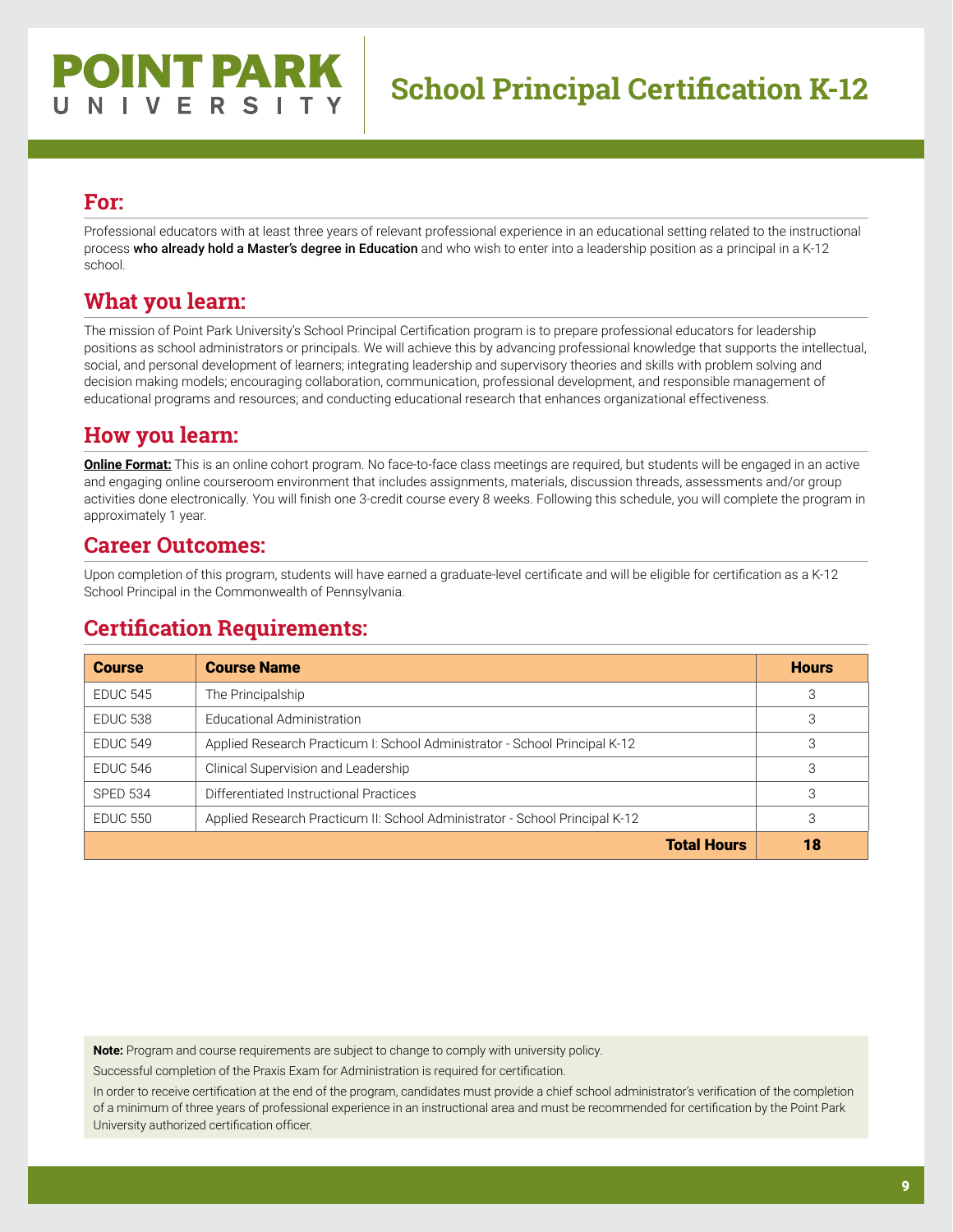**POINT PARK**
**UNIVERSITY**

# School Principal Certification K-12

## For:

Professional educators with at least three years of relevant professional experience in an educational setting related to the instructional process **who already hold a Master's degree in Education** and who wish to enter into a leadership position as a principal in a K-12 school.

## What you learn:

The mission of Point Park University's School Principal Certification program is to prepare professional educators for leadership positions as school administrators or principals. We will achieve this by advancing professional knowledge that supports the intellectual, social, and personal development of learners; integrating leadership and supervisory theories and skills with problem solving and decision making models; encouraging collaboration, communication, professional development, and responsible management of educational programs and resources; and conducting educational research that enhances organizational effectiveness.

## How you learn:

**Online Format:** This is an online cohort program. No face-to-face class meetings are required, but students will be engaged in an active and engaging online courseroom environment that includes assignments, materials, discussion threads, assessments and/or group activities done electronically. You will finish one 3-credit course every 8 weeks. Following this schedule, you will complete the program in approximately 1 year.

## Career Outcomes:

Upon completion of this program, students will have earned a graduate-level certificate and will be eligible for certification as a K-12 School Principal in the Commonwealth of Pennsylvania.

## Certification Requirements:

| Course | Course Name | Hours |
|---|---|---|
| EDUC 545 | The Principalship | 3 |
| EDUC 538 | Educational Administration | 3 |
| EDUC 549 | Applied Research Practicum I: School Administrator - School Principal K-12 | 3 |
| EDUC 546 | Clinical Supervision and Leadership | 3 |
| SPED 534 | Differentiated Instructional Practices | 3 |
| EDUC 550 | Applied Research Practicum II: School Administrator - School Principal K-12 | 3 |
| | **Total Hours** | **18** |

**Note:** Program and course requirements are subject to change to comply with university policy.

Successful completion of the Praxis Exam for Administration is required for certification.

In order to receive certification at the end of the program, candidates must provide a chief school administrator's verification of the completion of a minimum of three years of professional experience in an instructional area and must be recommended for certification by the Point Park University authorized certification officer.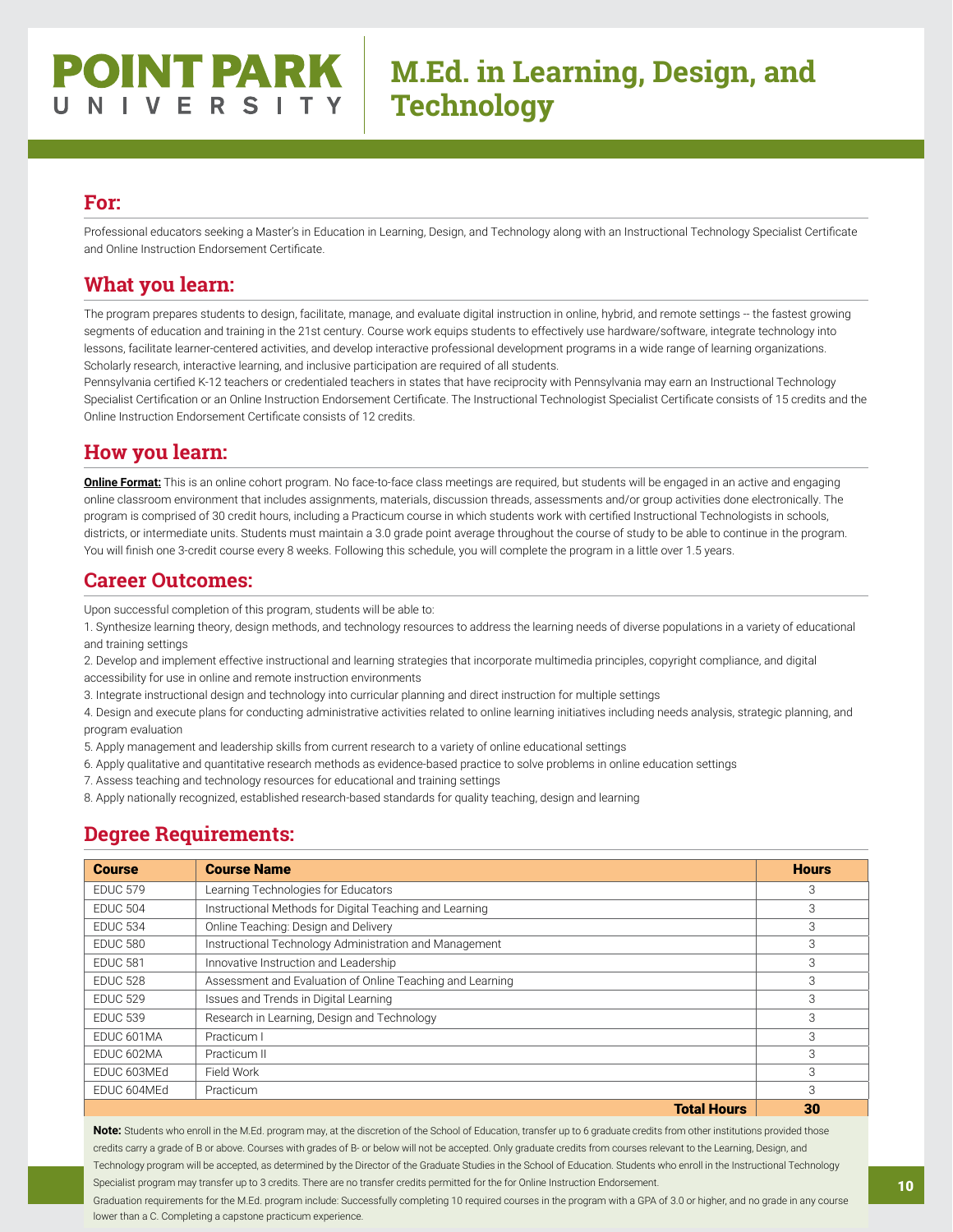# POINT PARK UNIVERSITY

# M.Ed. in Learning, Design, and Technology

## For:

Professional educators seeking a Master's in Education in Learning, Design, and Technology along with an Instructional Technology Specialist Certificate and Online Instruction Endorsement Certificate.

## What you learn:

The program prepares students to design, facilitate, manage, and evaluate digital instruction in online, hybrid, and remote settings -- the fastest growing segments of education and training in the 21st century. Course work equips students to effectively use hardware/software, integrate technology into lessons, facilitate learner-centered activities, and develop interactive professional development programs in a wide range of learning organizations. Scholarly research, interactive learning, and inclusive participation are required of all students.

Pennsylvania certified K-12 teachers or credentialed teachers in states that have reciprocity with Pennsylvania may earn an Instructional Technology Specialist Certification or an Online Instruction Endorsement Certificate. The Instructional Technologist Specialist Certificate consists of 15 credits and the Online Instruction Endorsement Certificate consists of 12 credits.

## How you learn:

**Online Format:** This is an online cohort program. No face-to-face class meetings are required, but students will be engaged in an active and engaging online classroom environment that includes assignments, materials, discussion threads, assessments and/or group activities done electronically. The program is comprised of 30 credit hours, including a Practicum course in which students work with certified Instructional Technologists in schools, districts, or intermediate units. Students must maintain a 3.0 grade point average throughout the course of study to be able to continue in the program. You will finish one 3-credit course every 8 weeks. Following this schedule, you will complete the program in a little over 1.5 years.

## Career Outcomes:

Upon successful completion of this program, students will be able to:

1. Synthesize learning theory, design methods, and technology resources to address the learning needs of diverse populations in a variety of educational and training settings
2. Develop and implement effective instructional and learning strategies that incorporate multimedia principles, copyright compliance, and digital accessibility for use in online and remote instruction environments
3. Integrate instructional design and technology into curricular planning and direct instruction for multiple settings
4. Design and execute plans for conducting administrative activities related to online learning initiatives including needs analysis, strategic planning, and program evaluation
5. Apply management and leadership skills from current research to a variety of online educational settings
6. Apply qualitative and quantitative research methods as evidence-based practice to solve problems in online education settings
7. Assess teaching and technology resources for educational and training settings
8. Apply nationally recognized, established research-based standards for quality teaching, design and learning

## Degree Requirements:

| Course | Course Name | Hours |
|---|---|---|
| EDUC 579 | Learning Technologies for Educators | 3 |
| EDUC 504 | Instructional Methods for Digital Teaching and Learning | 3 |
| EDUC 534 | Online Teaching: Design and Delivery | 3 |
| EDUC 580 | Instructional Technology Administration and Management | 3 |
| EDUC 581 | Innovative Instruction and Leadership | 3 |
| EDUC 528 | Assessment and Evaluation of Online Teaching and Learning | 3 |
| EDUC 529 | Issues and Trends in Digital Learning | 3 |
| EDUC 539 | Research in Learning, Design and Technology | 3 |
| EDUC 601MA | Practicum I | 3 |
| EDUC 602MA | Practicum II | 3 |
| EDUC 603MEd | Field Work | 3 |
| EDUC 604MEd | Practicum | 3 |
| | **Total Hours** | **30** |

**Note:** Students who enroll in the M.Ed. program may, at the discretion of the School of Education, transfer up to 6 graduate credits from other institutions provided those credits carry a grade of B or above. Courses with grades of B- or below will not be accepted. Only graduate credits from courses relevant to the Learning, Design, and Technology program will be accepted, as determined by the Director of the Graduate Studies in the School of Education. Students who enroll in the Instructional Technology Specialist program may transfer up to 3 credits. There are no transfer credits permitted for the for Online Instruction Endorsement.

Graduation requirements for the M.Ed. program include: Successfully completing 10 required courses in the program with a GPA of 3.0 or higher, and no grade in any course lower than a C. Completing a capstone practicum experience.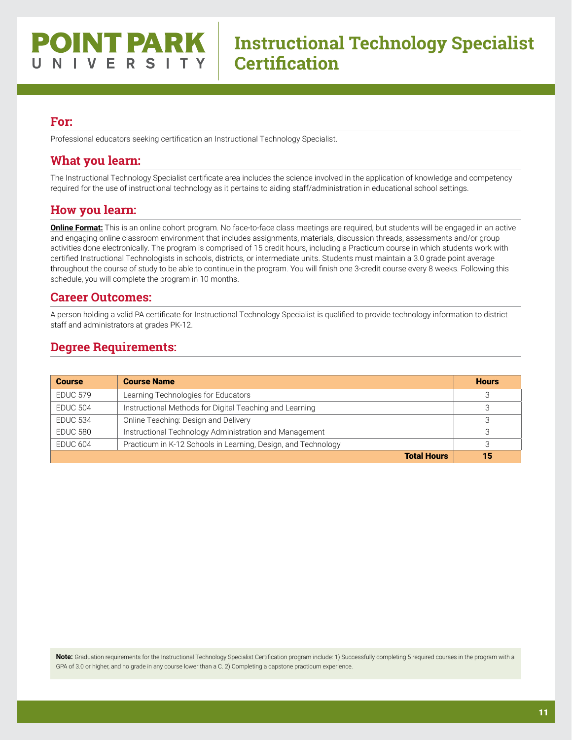# POINT PARK UNIVERSITY

# Instructional Technology Specialist Certification

## For:

Professional educators seeking certification an Instructional Technology Specialist.

## What you learn:

The Instructional Technology Specialist certificate area includes the science involved in the application of knowledge and competency required for the use of instructional technology as it pertains to aiding staff/administration in educational school settings.

## How you learn:

**Online Format:** This is an online cohort program. No face-to-face class meetings are required, but students will be engaged in an active and engaging online classroom environment that includes assignments, materials, discussion threads, assessments and/or group activities done electronically. The program is comprised of 15 credit hours, including a Practicum course in which students work with certified Instructional Technologists in schools, districts, or intermediate units. Students must maintain a 3.0 grade point average throughout the course of study to be able to continue in the program. You will finish one 3-credit course every 8 weeks. Following this schedule, you will complete the program in 10 months.

## Career Outcomes:

A person holding a valid PA certificate for Instructional Technology Specialist is qualified to provide technology information to district staff and administrators at grades PK-12.

## Degree Requirements:

| Course | Course Name | Hours |
|---|---|---|
| EDUC 579 | Learning Technologies for Educators | 3 |
| EDUC 504 | Instructional Methods for Digital Teaching and Learning | 3 |
| EDUC 534 | Online Teaching: Design and Delivery | 3 |
| EDUC 580 | Instructional Technology Administration and Management | 3 |
| EDUC 604 | Practicum in K-12 Schools in Learning, Design, and Technology | 3 |
| | **Total Hours** | **15** |

**Note:** Graduation requirements for the Instructional Technology Specialist Certification program include: 1) Successfully completing 5 required courses in the program with a GPA of 3.0 or higher, and no grade in any course lower than a C. 2) Completing a capstone practicum experience.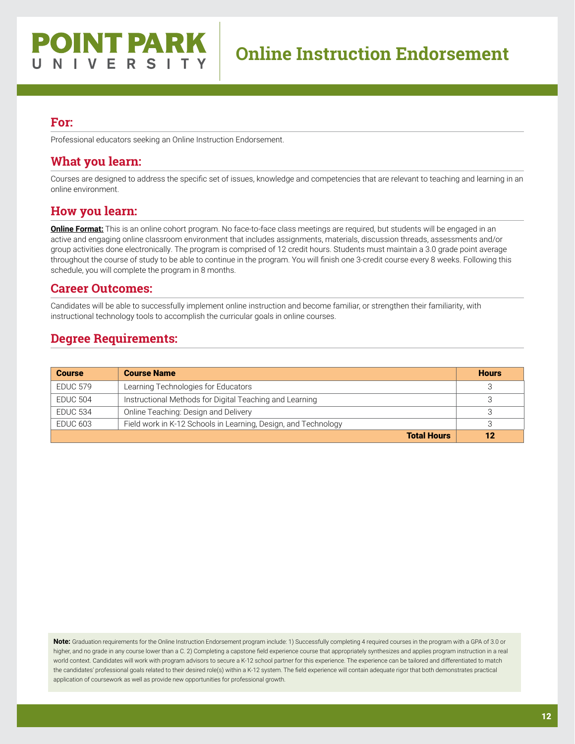# Online Instruction Endorsement

## For:

Professional educators seeking an Online Instruction Endorsement.

## What you learn:

Courses are designed to address the specific set of issues, knowledge and competencies that are relevant to teaching and learning in an online environment.

## How you learn:

**Online Format:** This is an online cohort program. No face-to-face class meetings are required, but students will be engaged in an active and engaging online classroom environment that includes assignments, materials, discussion threads, assessments and/or group activities done electronically. The program is comprised of 12 credit hours. Students must maintain a 3.0 grade point average throughout the course of study to be able to continue in the program. You will finish one 3-credit course every 8 weeks. Following this schedule, you will complete the program in 8 months.

## Career Outcomes:

Candidates will be able to successfully implement online instruction and become familiar, or strengthen their familiarity, with instructional technology tools to accomplish the curricular goals in online courses.

## Degree Requirements:

| Course | Course Name | Hours |
|---|---|---|
| EDUC 579 | Learning Technologies for Educators | 3 |
| EDUC 504 | Instructional Methods for Digital Teaching and Learning | 3 |
| EDUC 534 | Online Teaching: Design and Delivery | 3 |
| EDUC 603 | Field work in K-12 Schools in Learning, Design, and Technology | 3 |
| | **Total Hours** | **12** |

**Note:** Graduation requirements for the Online Instruction Endorsement program include: 1) Successfully completing 4 required courses in the program with a GPA of 3.0 or higher, and no grade in any course lower than a C. 2) Completing a capstone field experience course that appropriately synthesizes and applies program instruction in a real world context. Candidates will work with program advisors to secure a K-12 school partner for this experience. The experience can be tailored and differentiated to match the candidates' professional goals related to their desired role(s) within a K-12 system. The field experience will contain adequate rigor that both demonstrates practical application of coursework as well as provide new opportunities for professional growth.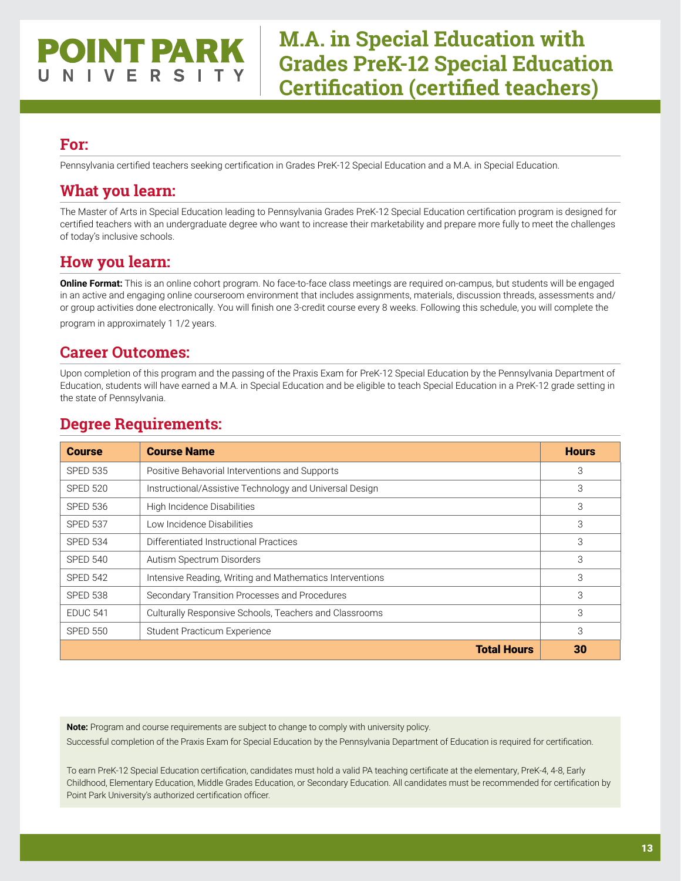POINT PARK UNIVERSITY

# M.A. in Special Education with Grades PreK-12 Special Education Certification (certified teachers)

## For:

Pennsylvania certified teachers seeking certification in Grades PreK-12 Special Education and a M.A. in Special Education.

## What you learn:

The Master of Arts in Special Education leading to Pennsylvania Grades PreK-12 Special Education certification program is designed for certified teachers with an undergraduate degree who want to increase their marketability and prepare more fully to meet the challenges of today's inclusive schools.

## How you learn:

**Online Format:** This is an online cohort program. No face-to-face class meetings are required on-campus, but students will be engaged in an active and engaging online courseroom environment that includes assignments, materials, discussion threads, assessments and/or group activities done electronically. You will finish one 3-credit course every 8 weeks. Following this schedule, you will complete the program in approximately 1 1/2 years.

## Career Outcomes:

Upon completion of this program and the passing of the Praxis Exam for PreK-12 Special Education by the Pennsylvania Department of Education, students will have earned a M.A. in Special Education and be eligible to teach Special Education in a PreK-12 grade setting in the state of Pennsylvania.

## Degree Requirements:

| Course | Course Name | Hours |
|---|---|---|
| SPED 535 | Positive Behavorial Interventions and Supports | 3 |
| SPED 520 | Instructional/Assistive Technology and Universal Design | 3 |
| SPED 536 | High Incidence Disabilities | 3 |
| SPED 537 | Low Incidence Disabilities | 3 |
| SPED 534 | Differentiated Instructional Practices | 3 |
| SPED 540 | Autism Spectrum Disorders | 3 |
| SPED 542 | Intensive Reading, Writing and Mathematics Interventions | 3 |
| SPED 538 | Secondary Transition Processes and Procedures | 3 |
| EDUC 541 | Culturally Responsive Schools, Teachers and Classrooms | 3 |
| SPED 550 | Student Practicum Experience | 3 |
| | **Total Hours** | **30** |

**Note:** Program and course requirements are subject to change to comply with university policy.

Successful completion of the Praxis Exam for Special Education by the Pennsylvania Department of Education is required for certification.

To earn PreK-12 Special Education certification, candidates must hold a valid PA teaching certificate at the elementary, PreK-4, 4-8, Early Childhood, Elementary Education, Middle Grades Education, or Secondary Education. All candidates must be recommended for certification by Point Park University's authorized certification officer.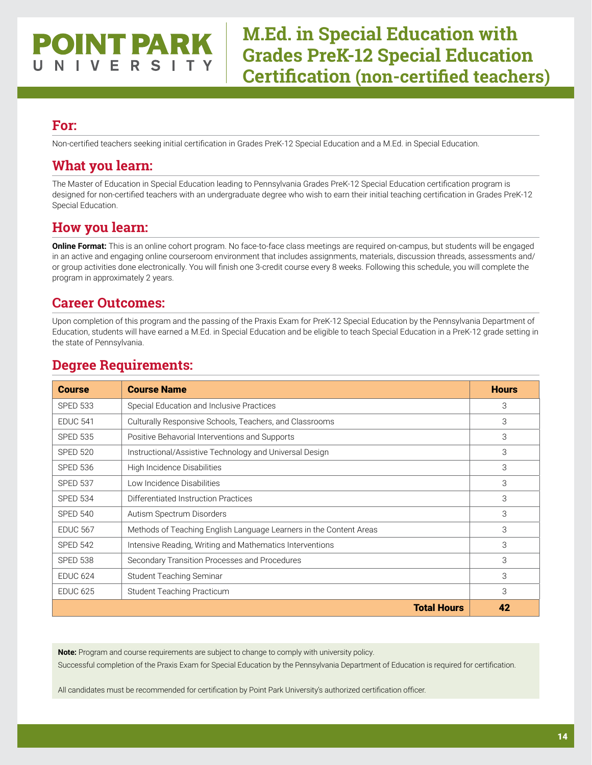**POINT PARK UNIVERSITY**

# M.Ed. in Special Education with Grades PreK-12 Special Education Certification (non-certified teachers)

## For:

Non-certified teachers seeking initial certification in Grades PreK-12 Special Education and a M.Ed. in Special Education.

## What you learn:

The Master of Education in Special Education leading to Pennsylvania Grades PreK-12 Special Education certification program is designed for non-certified teachers with an undergraduate degree who wish to earn their initial teaching certification in Grades PreK-12 Special Education.

## How you learn:

**Online Format:** This is an online cohort program. No face-to-face class meetings are required on-campus, but students will be engaged in an active and engaging online courseroom environment that includes assignments, materials, discussion threads, assessments and/or group activities done electronically. You will finish one 3-credit course every 8 weeks. Following this schedule, you will complete the program in approximately 2 years.

## Career Outcomes:

Upon completion of this program and the passing of the Praxis Exam for PreK-12 Special Education by the Pennsylvania Department of Education, students will have earned a M.Ed. in Special Education and be eligible to teach Special Education in a PreK-12 grade setting in the state of Pennsylvania.

## Degree Requirements:

| Course | Course Name | Hours |
|---|---|---|
| SPED 533 | Special Education and Inclusive Practices | 3 |
| EDUC 541 | Culturally Responsive Schools, Teachers, and Classrooms | 3 |
| SPED 535 | Positive Behavorial Interventions and Supports | 3 |
| SPED 520 | Instructional/Assistive Technology and Universal Design | 3 |
| SPED 536 | High Incidence Disabilities | 3 |
| SPED 537 | Low Incidence Disabilities | 3 |
| SPED 534 | Differentiated Instruction Practices | 3 |
| SPED 540 | Autism Spectrum Disorders | 3 |
| EDUC 567 | Methods of Teaching English Language Learners in the Content Areas | 3 |
| SPED 542 | Intensive Reading, Writing and Mathematics Interventions | 3 |
| SPED 538 | Secondary Transition Processes and Procedures | 3 |
| EDUC 624 | Student Teaching Seminar | 3 |
| EDUC 625 | Student Teaching Practicum | 3 |
| | **Total Hours** | **42** |

**Note:** Program and course requirements are subject to change to comply with university policy.
Successful completion of the Praxis Exam for Special Education by the Pennsylvania Department of Education is required for certification.

All candidates must be recommended for certification by Point Park University's authorized certification officer.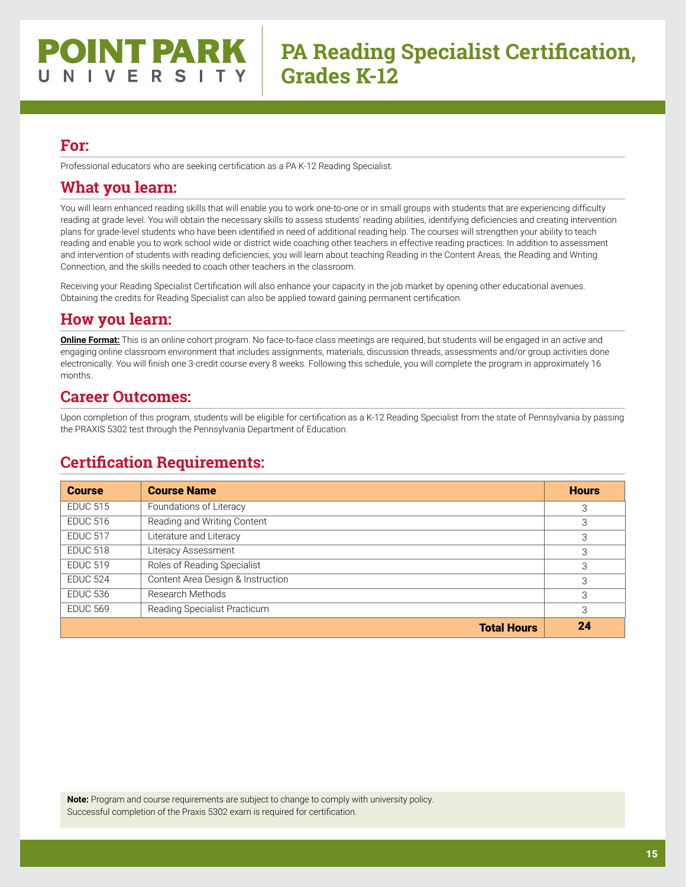# POINT PARK UNIVERSITY

# PA Reading Specialist Certification, Grades K-12

## For:

Professional educators who are seeking certification as a PA K-12 Reading Specialist.

## What you learn:

You will learn enhanced reading skills that will enable you to work one-to-one or in small groups with students that are experiencing difficulty reading at grade level. You will obtain the necessary skills to assess students' reading abilities, identifying deficiencies and creating intervention plans for grade-level students who have been identified in need of additional reading help. The courses will strengthen your ability to teach reading and enable you to work school wide or district wide coaching other teachers in effective reading practices. In addition to assessment and intervention of students with reading deficiencies, you will learn about teaching Reading in the Content Areas, the Reading and Writing Connection, and the skills needed to coach other teachers in the classroom.

Receiving your Reading Specialist Certification will also enhance your capacity in the job market by opening other educational avenues. Obtaining the credits for Reading Specialist can also be applied toward gaining permanent certification.

## How you learn:

**Online Format:** This is an online cohort program. No face-to-face class meetings are required, but students will be engaged in an active and engaging online classroom environment that includes assignments, materials, discussion threads, assessments and/or group activities done electronically. You will finish one 3-credit course every 8 weeks. Following this schedule, you will complete the program in approximately 16 months.

## Career Outcomes:

Upon completion of this program, students will be eligible for certification as a K-12 Reading Specialist from the state of Pennsylvania by passing the PRAXIS 5302 test through the Pennsylvania Department of Education.

## Certification Requirements:

| Course | Course Name | Hours |
|---|---|---|
| EDUC 515 | Foundations of Literacy | 3 |
| EDUC 516 | Reading and Writing Content | 3 |
| EDUC 517 | Literature and Literacy | 3 |
| EDUC 518 | Literacy Assessment | 3 |
| EDUC 519 | Roles of Reading Specialist | 3 |
| EDUC 524 | Content Area Design & Instruction | 3 |
| EDUC 536 | Research Methods | 3 |
| EDUC 569 | Reading Specialist Practicum | 3 |
| | **Total Hours** | **24** |

**Note:** Program and course requirements are subject to change to comply with university policy.
Successful completion of the Praxis 5302 exam is required for certification.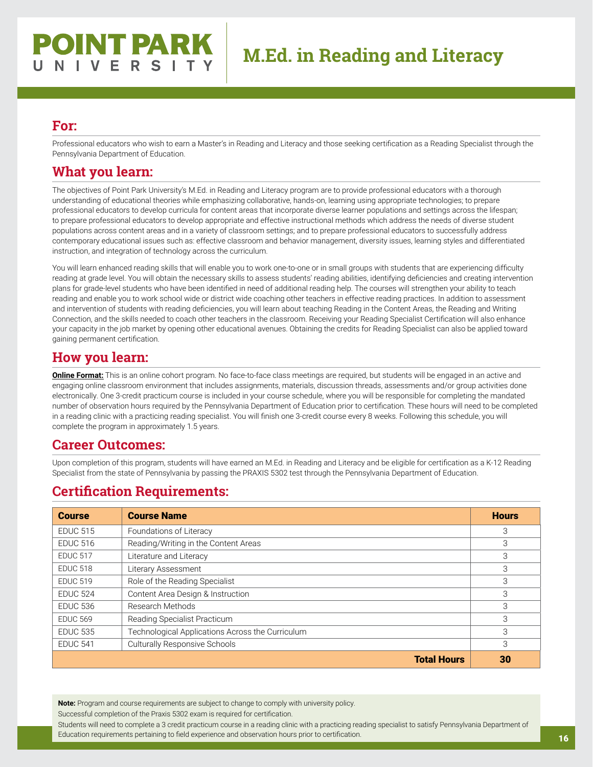# POINT PARK UNIVERSITY

# M.Ed. in Reading and Literacy

## For:

Professional educators who wish to earn a Master's in Reading and Literacy and those seeking certification as a Reading Specialist through the Pennsylvania Department of Education.

## What you learn:

The objectives of Point Park University's M.Ed. in Reading and Literacy program are to provide professional educators with a thorough understanding of educational theories while emphasizing collaborative, hands-on, learning using appropriate technologies; to prepare professional educators to develop curricula for content areas that incorporate diverse learner populations and settings across the lifespan; to prepare professional educators to develop appropriate and effective instructional methods which address the needs of diverse student populations across content areas and in a variety of classroom settings; and to prepare professional educators to successfully address contemporary educational issues such as: effective classroom and behavior management, diversity issues, learning styles and differentiated instruction, and integration of technology across the curriculum.

You will learn enhanced reading skills that will enable you to work one-to-one or in small groups with students that are experiencing difficulty reading at grade level. You will obtain the necessary skills to assess students' reading abilities, identifying deficiencies and creating intervention plans for grade-level students who have been identified in need of additional reading help. The courses will strengthen your ability to teach reading and enable you to work school wide or district wide coaching other teachers in effective reading practices. In addition to assessment and intervention of students with reading deficiencies, you will learn about teaching Reading in the Content Areas, the Reading and Writing Connection, and the skills needed to coach other teachers in the classroom. Receiving your Reading Specialist Certification will also enhance your capacity in the job market by opening other educational avenues. Obtaining the credits for Reading Specialist can also be applied toward gaining permanent certification.

## How you learn:

**Online Format:** This is an online cohort program. No face-to-face class meetings are required, but students will be engaged in an active and engaging online classroom environment that includes assignments, materials, discussion threads, assessments and/or group activities done electronically. One 3-credit practicum course is included in your course schedule, where you will be responsible for completing the mandated number of observation hours required by the Pennsylvania Department of Education prior to certification. These hours will need to be completed in a reading clinic with a practicing reading specialist. You will finish one 3-credit course every 8 weeks. Following this schedule, you will complete the program in approximately 1.5 years.

## Career Outcomes:

Upon completion of this program, students will have earned an M.Ed. in Reading and Literacy and be eligible for certification as a K-12 Reading Specialist from the state of Pennsylvania by passing the PRAXIS 5302 test through the Pennsylvania Department of Education.

## Certification Requirements:

| Course | Course Name | Hours |
|---|---|---|
| EDUC 515 | Foundations of Literacy | 3 |
| EDUC 516 | Reading/Writing in the Content Areas | 3 |
| EDUC 517 | Literature and Literacy | 3 |
| EDUC 518 | Literary Assessment | 3 |
| EDUC 519 | Role of the Reading Specialist | 3 |
| EDUC 524 | Content Area Design & Instruction | 3 |
| EDUC 536 | Research Methods | 3 |
| EDUC 569 | Reading Specialist Practicum | 3 |
| EDUC 535 | Technological Applications Across the Curriculum | 3 |
| EDUC 541 | Culturally Responsive Schools | 3 |
| | **Total Hours** | **30** |

**Note:** Program and course requirements are subject to change to comply with university policy.

Successful completion of the Praxis 5302 exam is required for certification.

Students will need to complete a 3 credit practicum course in a reading clinic with a practicing reading specialist to satisfy Pennsylvania Department of Education requirements pertaining to field experience and observation hours prior to certification.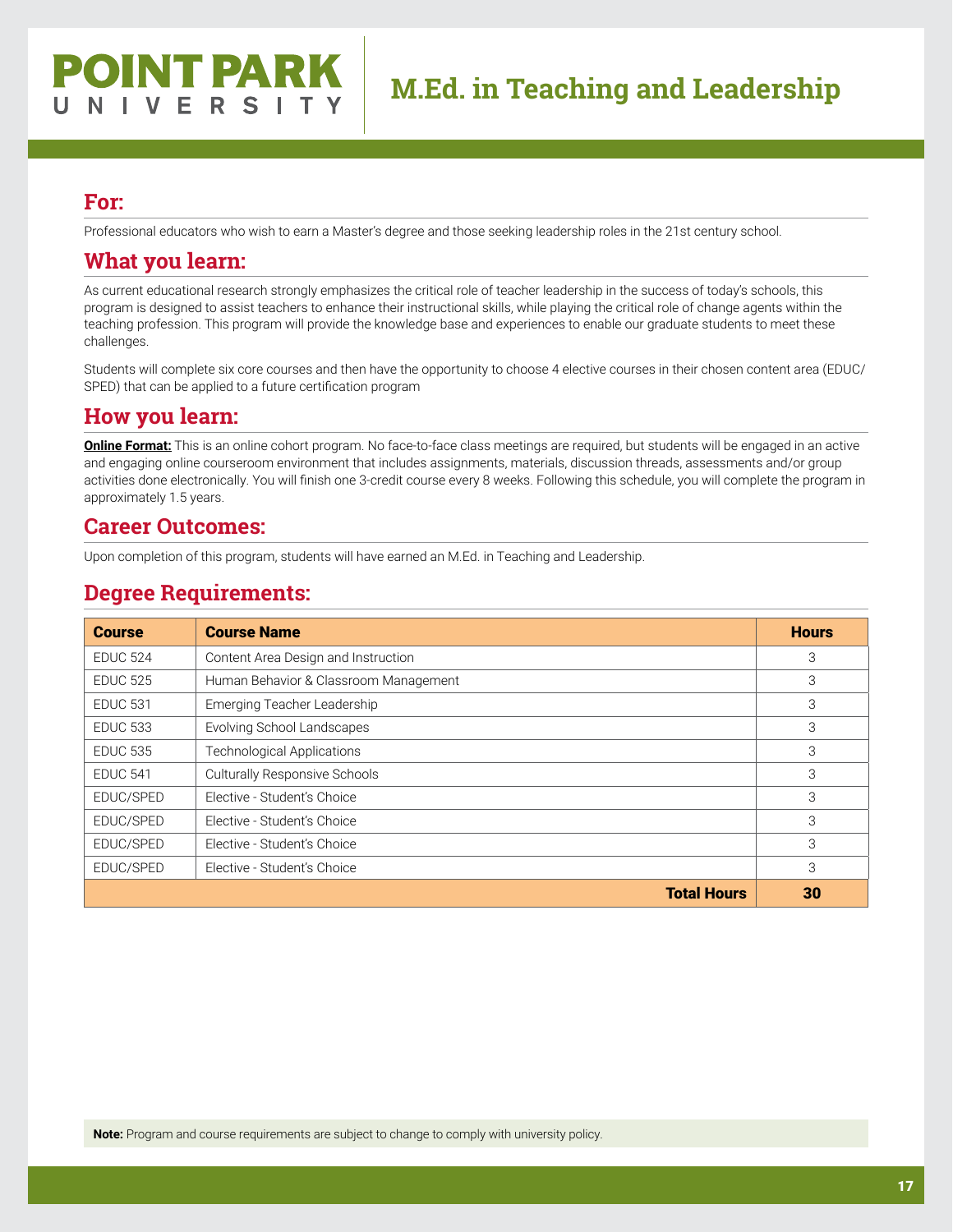# POINT PARK UNIVERSITY

# M.Ed. in Teaching and Leadership

## For:

Professional educators who wish to earn a Master's degree and those seeking leadership roles in the 21st century school.

## What you learn:

As current educational research strongly emphasizes the critical role of teacher leadership in the success of today's schools, this program is designed to assist teachers to enhance their instructional skills, while playing the critical role of change agents within the teaching profession. This program will provide the knowledge base and experiences to enable our graduate students to meet these challenges.

Students will complete six core courses and then have the opportunity to choose 4 elective courses in their chosen content area (EDUC/SPED) that can be applied to a future certification program

## How you learn:

**Online Format:** This is an online cohort program. No face-to-face class meetings are required, but students will be engaged in an active and engaging online courseroom environment that includes assignments, materials, discussion threads, assessments and/or group activities done electronically. You will finish one 3-credit course every 8 weeks. Following this schedule, you will complete the program in approximately 1.5 years.

## Career Outcomes:

Upon completion of this program, students will have earned an M.Ed. in Teaching and Leadership.

## Degree Requirements:

| Course | Course Name | Hours |
|---|---|---|
| EDUC 524 | Content Area Design and Instruction | 3 |
| EDUC 525 | Human Behavior & Classroom Management | 3 |
| EDUC 531 | Emerging Teacher Leadership | 3 |
| EDUC 533 | Evolving School Landscapes | 3 |
| EDUC 535 | Technological Applications | 3 |
| EDUC 541 | Culturally Responsive Schools | 3 |
| EDUC/SPED | Elective - Student's Choice | 3 |
| EDUC/SPED | Elective - Student's Choice | 3 |
| EDUC/SPED | Elective - Student's Choice | 3 |
| EDUC/SPED | Elective - Student's Choice | 3 |
| | **Total Hours** | **30** |

**Note:** Program and course requirements are subject to change to comply with university policy.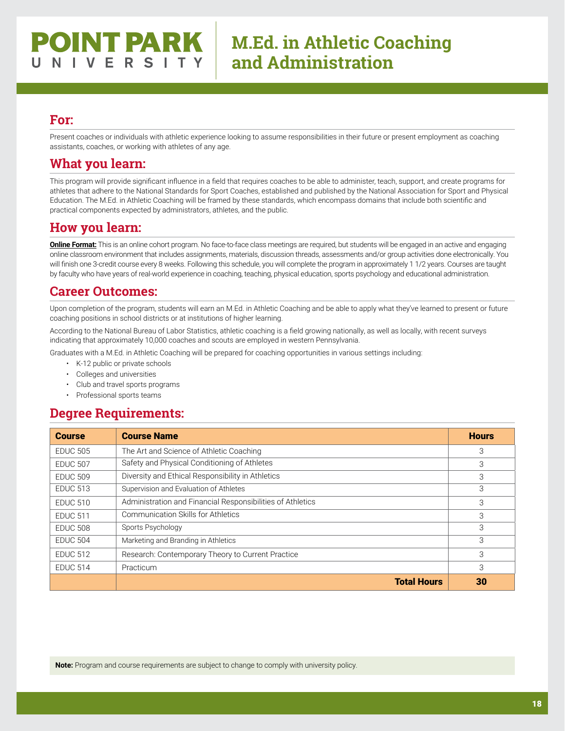# POINT PARK UNIVERSITY

# M.Ed. in Athletic Coaching and Administration

## For:

Present coaches or individuals with athletic experience looking to assume responsibilities in their future or present employment as coaching assistants, coaches, or working with athletes of any age.

## What you learn:

This program will provide significant influence in a field that requires coaches to be able to administer, teach, support, and create programs for athletes that adhere to the National Standards for Sport Coaches, established and published by the National Association for Sport and Physical Education. The M.Ed. in Athletic Coaching will be framed by these standards, which encompass domains that include both scientific and practical components expected by administrators, athletes, and the public.

## How you learn:

**Online Format:** This is an online cohort program. No face-to-face class meetings are required, but students will be engaged in an active and engaging online classroom environment that includes assignments, materials, discussion threads, assessments and/or group activities done electronically. You will finish one 3-credit course every 8 weeks. Following this schedule, you will complete the program in approximately 1 1/2 years. Courses are taught by faculty who have years of real-world experience in coaching, teaching, physical education, sports psychology and educational administration.

## Career Outcomes:

Upon completion of the program, students will earn an M.Ed. in Athletic Coaching and be able to apply what they've learned to present or future coaching positions in school districts or at institutions of higher learning.

According to the National Bureau of Labor Statistics, athletic coaching is a field growing nationally, as well as locally, with recent surveys indicating that approximately 10,000 coaches and scouts are employed in western Pennsylvania.

Graduates with a M.Ed. in Athletic Coaching will be prepared for coaching opportunities in various settings including:

- K-12 public or private schools
- Colleges and universities
- Club and travel sports programs
- Professional sports teams

## Degree Requirements:

| Course | Course Name | Hours |
|---|---|---|
| EDUC 505 | The Art and Science of Athletic Coaching | 3 |
| EDUC 507 | Safety and Physical Conditioning of Athletes | 3 |
| EDUC 509 | Diversity and Ethical Responsibility in Athletics | 3 |
| EDUC 513 | Supervision and Evaluation of Athletes | 3 |
| EDUC 510 | Administration and Financial Responsibilities of Athletics | 3 |
| EDUC 511 | Communication Skills for Athletics | 3 |
| EDUC 508 | Sports Psychology | 3 |
| EDUC 504 | Marketing and Branding in Athletics | 3 |
| EDUC 512 | Research: Contemporary Theory to Current Practice | 3 |
| EDUC 514 | Practicum | 3 |
| | **Total Hours** | **30** |

**Note:** Program and course requirements are subject to change to comply with university policy.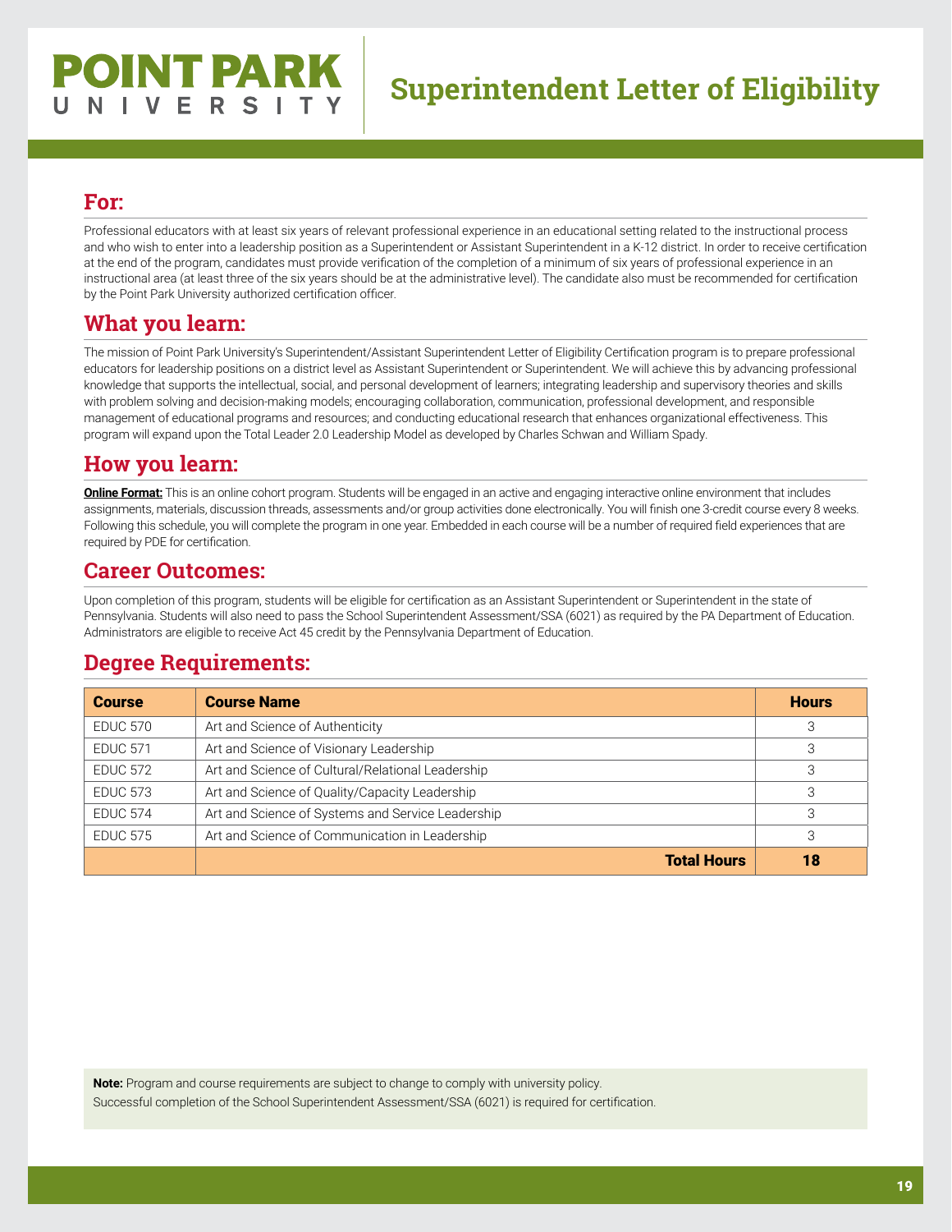# Superintendent Letter of Eligibility

## For:

Professional educators with at least six years of relevant professional experience in an educational setting related to the instructional process and who wish to enter into a leadership position as a Superintendent or Assistant Superintendent in a K-12 district. In order to receive certification at the end of the program, candidates must provide verification of the completion of a minimum of six years of professional experience in an instructional area (at least three of the six years should be at the administrative level). The candidate also must be recommended for certification by the Point Park University authorized certification officer.

## What you learn:

The mission of Point Park University's Superintendent/Assistant Superintendent Letter of Eligibility Certification program is to prepare professional educators for leadership positions on a district level as Assistant Superintendent or Superintendent. We will achieve this by advancing professional knowledge that supports the intellectual, social, and personal development of learners; integrating leadership and supervisory theories and skills with problem solving and decision-making models; encouraging collaboration, communication, professional development, and responsible management of educational programs and resources; and conducting educational research that enhances organizational effectiveness. This program will expand upon the Total Leader 2.0 Leadership Model as developed by Charles Schwan and William Spady.

## How you learn:

**Online Format:** This is an online cohort program. Students will be engaged in an active and engaging interactive online environment that includes assignments, materials, discussion threads, assessments and/or group activities done electronically. You will finish one 3-credit course every 8 weeks. Following this schedule, you will complete the program in one year. Embedded in each course will be a number of required field experiences that are required by PDE for certification.

## Career Outcomes:

Upon completion of this program, students will be eligible for certification as an Assistant Superintendent or Superintendent in the state of Pennsylvania. Students will also need to pass the School Superintendent Assessment/SSA (6021) as required by the PA Department of Education. Administrators are eligible to receive Act 45 credit by the Pennsylvania Department of Education.

## Degree Requirements:

| Course | Course Name | Hours |
|---|---|---|
| EDUC 570 | Art and Science of Authenticity | 3 |
| EDUC 571 | Art and Science of Visionary Leadership | 3 |
| EDUC 572 | Art and Science of Cultural/Relational Leadership | 3 |
| EDUC 573 | Art and Science of Quality/Capacity Leadership | 3 |
| EDUC 574 | Art and Science of Systems and Service Leadership | 3 |
| EDUC 575 | Art and Science of Communication in Leadership | 3 |
| | **Total Hours** | **18** |

**Note:** Program and course requirements are subject to change to comply with university policy.
Successful completion of the School Superintendent Assessment/SSA (6021) is required for certification.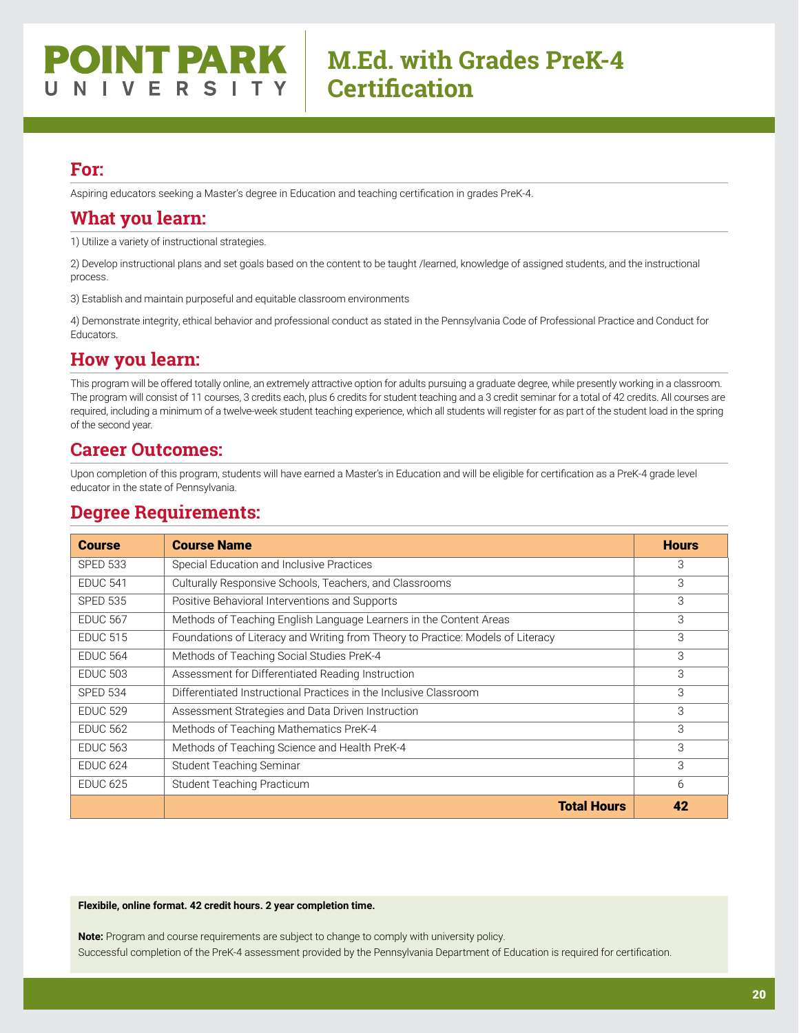# POINT PARK UNIVERSITY

# M.Ed. with Grades PreK-4 Certification

## For:

Aspiring educators seeking a Master's degree in Education and teaching certification in grades PreK-4.

## What you learn:

1) Utilize a variety of instructional strategies.

2) Develop instructional plans and set goals based on the content to be taught /learned, knowledge of assigned students, and the instructional process.

3) Establish and maintain purposeful and equitable classroom environments

4) Demonstrate integrity, ethical behavior and professional conduct as stated in the Pennsylvania Code of Professional Practice and Conduct for Educators.

## How you learn:

This program will be offered totally online, an extremely attractive option for adults pursuing a graduate degree, while presently working in a classroom. The program will consist of 11 courses, 3 credits each, plus 6 credits for student teaching and a 3 credit seminar for a total of 42 credits. All courses are required, including a minimum of a twelve-week student teaching experience, which all students will register for as part of the student load in the spring of the second year.

## Career Outcomes:

Upon completion of this program, students will have earned a Master's in Education and will be eligible for certification as a PreK-4 grade level educator in the state of Pennsylvania.

## Degree Requirements:

| Course | Course Name | Hours |
|---|---|---|
| SPED 533 | Special Education and Inclusive Practices | 3 |
| EDUC 541 | Culturally Responsive Schools, Teachers, and Classrooms | 3 |
| SPED 535 | Positive Behavioral Interventions and Supports | 3 |
| EDUC 567 | Methods of Teaching English Language Learners in the Content Areas | 3 |
| EDUC 515 | Foundations of Literacy and Writing from Theory to Practice: Models of Literacy | 3 |
| EDUC 564 | Methods of Teaching Social Studies PreK-4 | 3 |
| EDUC 503 | Assessment for Differentiated Reading Instruction | 3 |
| SPED 534 | Differentiated Instructional Practices in the Inclusive Classroom | 3 |
| EDUC 529 | Assessment Strategies and Data Driven Instruction | 3 |
| EDUC 562 | Methods of Teaching Mathematics PreK-4 | 3 |
| EDUC 563 | Methods of Teaching Science and Health PreK-4 | 3 |
| EDUC 624 | Student Teaching Seminar | 3 |
| EDUC 625 | Student Teaching Practicum | 6 |
| | **Total Hours** | **42** |

**Flexibile, online format. 42 credit hours. 2 year completion time.**

**Note:** Program and course requirements are subject to change to comply with university policy.
Successful completion of the PreK-4 assessment provided by the Pennsylvania Department of Education is required for certification.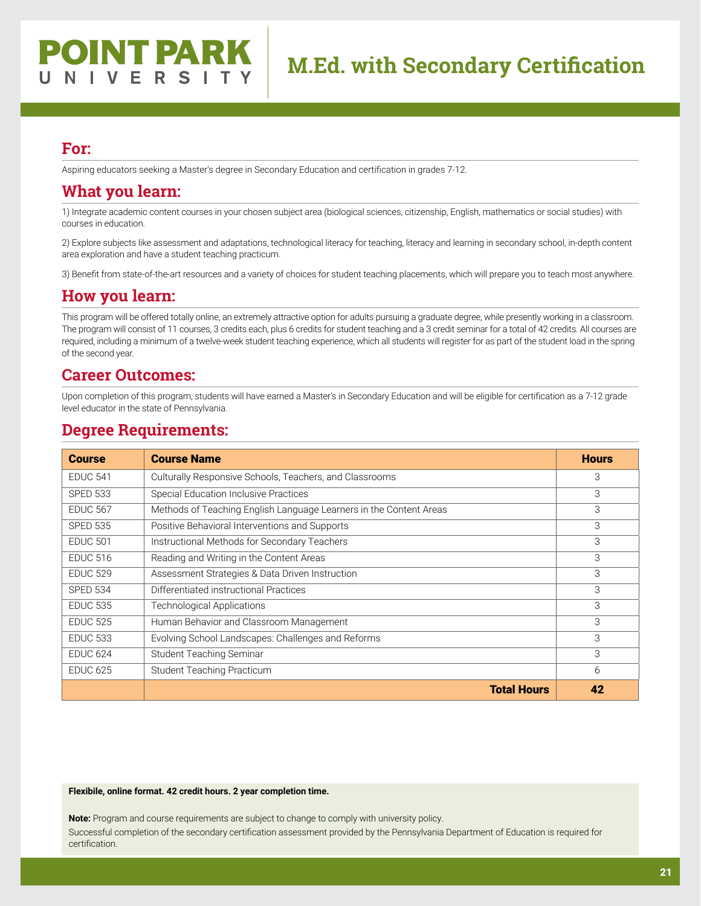# POINT PARK UNIVERSITY

# M.Ed. with Secondary Certification

## For:

Aspiring educators seeking a Master's degree in Secondary Education and certification in grades 7-12.

## What you learn:

1) Integrate academic content courses in your chosen subject area (biological sciences, citizenship, English, mathematics or social studies) with courses in education.

2) Explore subjects like assessment and adaptations, technological literacy for teaching, literacy and learning in secondary school, in-depth content area exploration and have a student teaching practicum.

3) Benefit from state-of-the-art resources and a variety of choices for student teaching placements, which will prepare you to teach most anywhere.

## How you learn:

This program will be offered totally online, an extremely attractive option for adults pursuing a graduate degree, while presently working in a classroom. The program will consist of 11 courses, 3 credits each, plus 6 credits for student teaching and a 3 credit seminar for a total of 42 credits. All courses are required, including a minimum of a twelve-week student teaching experience, which all students will register for as part of the student load in the spring of the second year.

## Career Outcomes:

Upon completion of this program, students will have earned a Master's in Secondary Education and will be eligible for certification as a 7-12 grade level educator in the state of Pennsylvania.

## Degree Requirements:

| Course | Course Name | Hours |
|---|---|---|
| EDUC 541 | Culturally Responsive Schools, Teachers, and Classrooms | 3 |
| SPED 533 | Special Education Inclusive Practices | 3 |
| EDUC 567 | Methods of Teaching English Language Learners in the Content Areas | 3 |
| SPED 535 | Positive Behavioral Interventions and Supports | 3 |
| EDUC 501 | Instructional Methods for Secondary Teachers | 3 |
| EDUC 516 | Reading and Writing in the Content Areas | 3 |
| EDUC 529 | Assessment Strategies & Data Driven Instruction | 3 |
| SPED 534 | Differentiated instructional Practices | 3 |
| EDUC 535 | Technological Applications | 3 |
| EDUC 525 | Human Behavior and Classroom Management | 3 |
| EDUC 533 | Evolving School Landscapes: Challenges and Reforms | 3 |
| EDUC 624 | Student Teaching Seminar | 3 |
| EDUC 625 | Student Teaching Practicum | 6 |
| | **Total Hours** | **42** |

**Flexibile, online format. 42 credit hours. 2 year completion time.**

**Note:** Program and course requirements are subject to change to comply with university policy.

Successful completion of the secondary certification assessment provided by the Pennsylvania Department of Education is required for certification.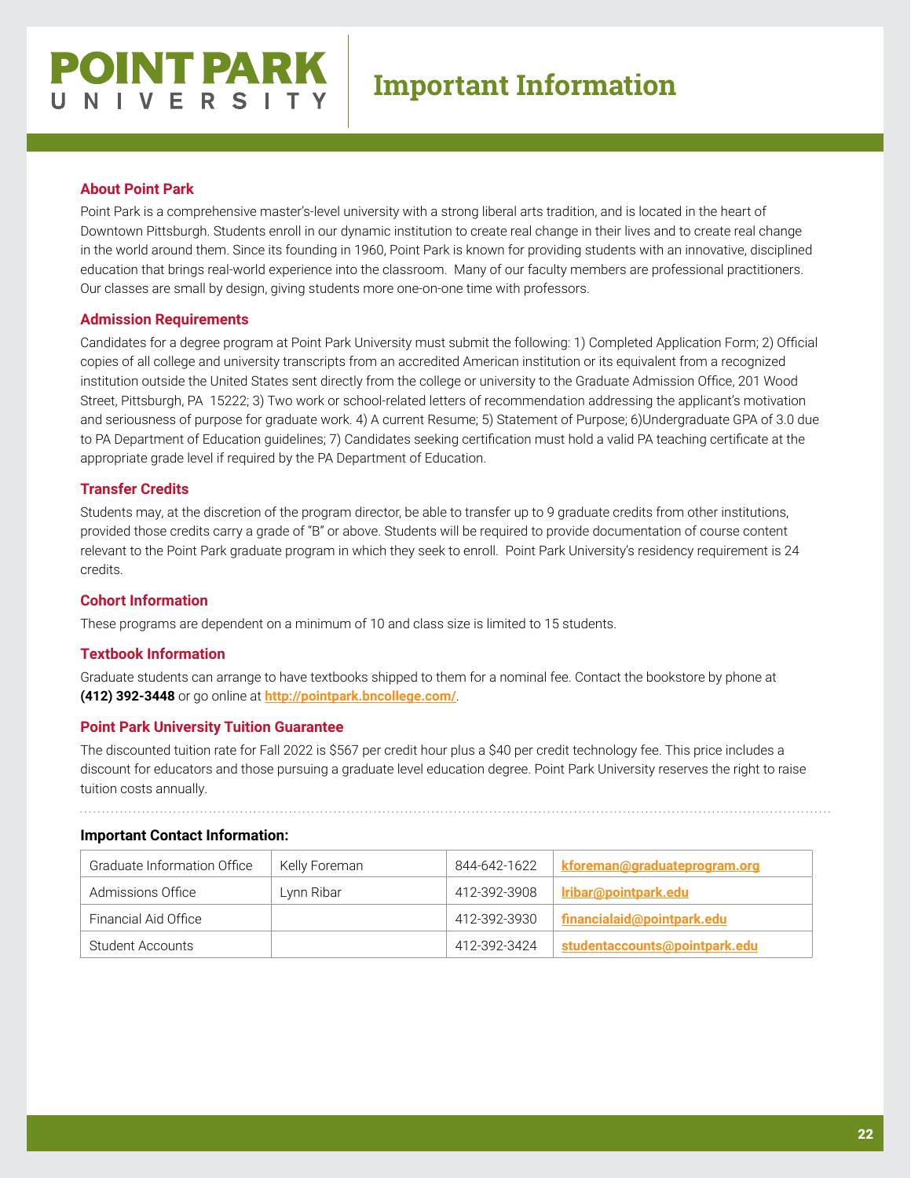# POINT PARK UNIVERSITY

# Important Information

### About Point Park

Point Park is a comprehensive master's-level university with a strong liberal arts tradition, and is located in the heart of Downtown Pittsburgh. Students enroll in our dynamic institution to create real change in their lives and to create real change in the world around them. Since its founding in 1960, Point Park is known for providing students with an innovative, disciplined education that brings real-world experience into the classroom. Many of our faculty members are professional practitioners. Our classes are small by design, giving students more one-on-one time with professors.

### Admission Requirements

Candidates for a degree program at Point Park University must submit the following: 1) Completed Application Form; 2) Official copies of all college and university transcripts from an accredited American institution or its equivalent from a recognized institution outside the United States sent directly from the college or university to the Graduate Admission Office, 201 Wood Street, Pittsburgh, PA 15222; 3) Two work or school-related letters of recommendation addressing the applicant's motivation and seriousness of purpose for graduate work. 4) A current Resume; 5) Statement of Purpose; 6)Undergraduate GPA of 3.0 due to PA Department of Education guidelines; 7) Candidates seeking certification must hold a valid PA teaching certificate at the appropriate grade level if required by the PA Department of Education.

### Transfer Credits

Students may, at the discretion of the program director, be able to transfer up to 9 graduate credits from other institutions, provided those credits carry a grade of "B" or above. Students will be required to provide documentation of course content relevant to the Point Park graduate program in which they seek to enroll. Point Park University's residency requirement is 24 credits.

### Cohort Information

These programs are dependent on a minimum of 10 and class size is limited to 15 students.

### Textbook Information

Graduate students can arrange to have textbooks shipped to them for a nominal fee. Contact the bookstore by phone at **(412) 392-3448** or go online at **http://pointpark.bncollege.com/**.

### Point Park University Tuition Guarantee

The discounted tuition rate for Fall 2022 is $567 per credit hour plus a $40 per credit technology fee. This price includes a discount for educators and those pursuing a graduate level education degree. Point Park University reserves the right to raise tuition costs annually.

**Important Contact Information:**

| | | | |
|---|---|---|---|
| Graduate Information Office | Kelly Foreman | 844-642-1622 | **kforeman@graduateprogram.org** |
| Admissions Office | Lynn Ribar | 412-392-3908 | **lribar@pointpark.edu** |
| Financial Aid Office | | 412-392-3930 | **financialaid@pointpark.edu** |
| Student Accounts | | 412-392-3424 | **studentaccounts@pointpark.edu** |